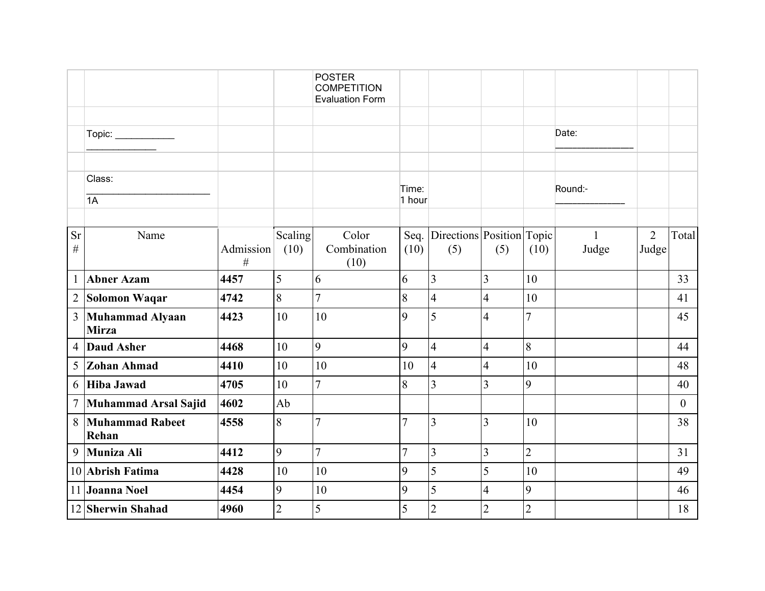POSTER COMPETITION
Evaluation Form

Topic: ____________ ______________

Date: ________________

Class: ________________________ 1A

Time: 1 hour

Round:- ______________

| Sr # | Name | Admission # | Scaling (10) | Color Combination (10) | Seq. (10) | Directions (5) | Position (5) | Topic (10) | 1 Judge | 2 Judge | Total |
|---|---|---|---|---|---|---|---|---|---|---|---|
| 1 | **Abner Azam** | **4457** | 5 | 6 | 6 | 3 | 3 | 10 | | | 33 |
| 2 | **Solomon Waqar** | **4742** | 8 | 7 | 8 | 4 | 4 | 10 | | | 41 |
| 3 | **Muhammad Alyaan Mirza** | **4423** | 10 | 10 | 9 | 5 | 4 | 7 | | | 45 |
| 4 | **Daud Asher** | **4468** | 10 | 9 | 9 | 4 | 4 | 8 | | | 44 |
| 5 | **Zohan Ahmad** | **4410** | 10 | 10 | 10 | 4 | 4 | 10 | | | 48 |
| 6 | **Hiba Jawad** | **4705** | 10 | 7 | 8 | 3 | 3 | 9 | | | 40 |
| 7 | **Muhammad Arsal Sajid** | **4602** | Ab | | | | | | | | 0 |
| 8 | **Muhammad Rabeet Rehan** | **4558** | 8 | 7 | 7 | 3 | 3 | 10 | | | 38 |
| 9 | **Muniza Ali** | **4412** | 9 | 7 | 7 | 3 | 3 | 2 | | | 31 |
| 10 | **Abrish Fatima** | **4428** | 10 | 10 | 9 | 5 | 5 | 10 | | | 49 |
| 11 | **Joanna Noel** | **4454** | 9 | 10 | 9 | 5 | 4 | 9 | | | 46 |
| 12 | **Sherwin Shahad** | **4960** | 2 | 5 | 5 | 2 | 2 | 2 | | | 18 |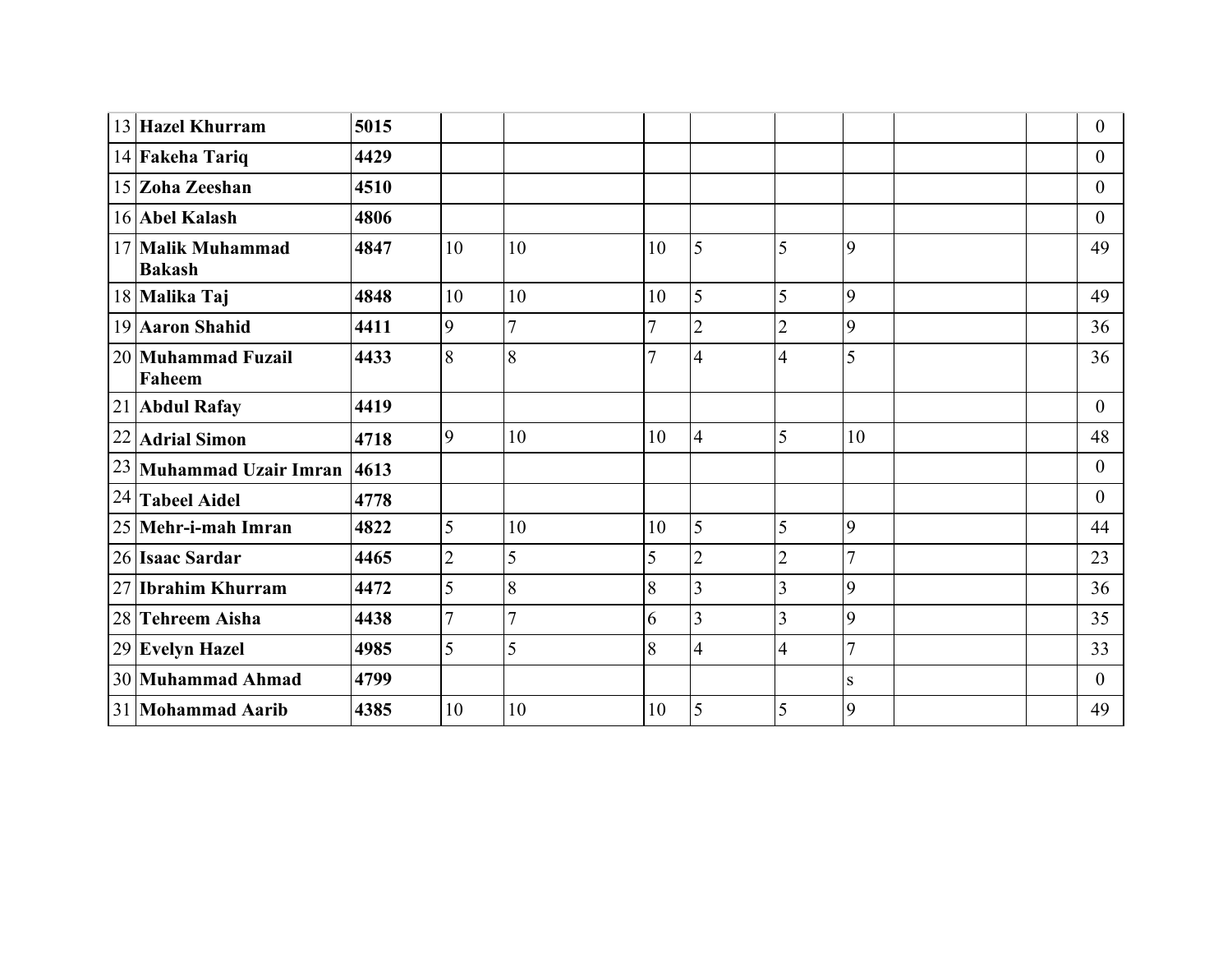| | | | | | | | | | | | | |
|---|---|---|---|---|---|---|---|---|---|---|---|---|
| 13 | **Hazel Khurram** | **5015** | | | | | | | | | | 0 |
| 14 | **Fakeha Tariq** | **4429** | | | | | | | | | | 0 |
| 15 | **Zoha Zeeshan** | **4510** | | | | | | | | | | 0 |
| 16 | **Abel Kalash** | **4806** | | | | | | | | | | 0 |
| 17 | **Malik Muhammad Bakash** | **4847** | 10 | 10 | 10 | 5 | 5 | 9 | | | | 49 |
| 18 | **Malika Taj** | **4848** | 10 | 10 | 10 | 5 | 5 | 9 | | | | 49 |
| 19 | **Aaron Shahid** | **4411** | 9 | 7 | 7 | 2 | 2 | 9 | | | | 36 |
| 20 | **Muhammad Fuzail Faheem** | **4433** | 8 | 8 | 7 | 4 | 4 | 5 | | | | 36 |
| 21 | **Abdul Rafay** | **4419** | | | | | | | | | | 0 |
| 22 | **Adrial Simon** | **4718** | 9 | 10 | 10 | 4 | 5 | 10 | | | | 48 |
| 23 | **Muhammad Uzair Imran** | **4613** | | | | | | | | | | 0 |
| 24 | **Tabeel Aidel** | **4778** | | | | | | | | | | 0 |
| 25 | **Mehr-i-mah Imran** | **4822** | 5 | 10 | 10 | 5 | 5 | 9 | | | | 44 |
| 26 | **Isaac Sardar** | **4465** | 2 | 5 | 5 | 2 | 2 | 7 | | | | 23 |
| 27 | **Ibrahim Khurram** | **4472** | 5 | 8 | 8 | 3 | 3 | 9 | | | | 36 |
| 28 | **Tehreem Aisha** | **4438** | 7 | 7 | 6 | 3 | 3 | 9 | | | | 35 |
| 29 | **Evelyn Hazel** | **4985** | 5 | 5 | 8 | 4 | 4 | 7 | | | | 33 |
| 30 | **Muhammad Ahmad** | **4799** | | | | | | s | | | | 0 |
| 31 | **Mohammad Aarib** | **4385** | 10 | 10 | 10 | 5 | 5 | 9 | | | | 49 |